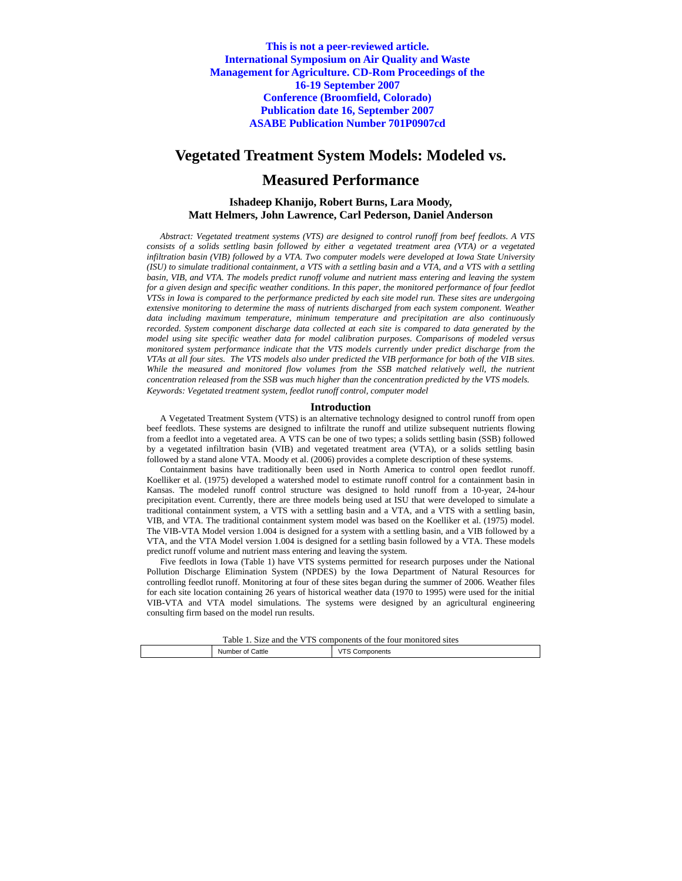**This is not a peer-reviewed article.**
**International Symposium on Air Quality and Waste Management for Agriculture. CD-Rom Proceedings of the 16-19 September 2007 Conference (Broomfield, Colorado)**
**Publication date 16, September 2007**
**ASABE Publication Number 701P0907cd**

# Vegetated Treatment System Models: Modeled vs. Measured Performance

### Ishadeep Khanijo, Robert Burns, Lara Moody, Matt Helmers, John Lawrence, Carl Pederson, Daniel Anderson

*Abstract: Vegetated treatment systems (VTS) are designed to control runoff from beef feedlots. A VTS consists of a solids settling basin followed by either a vegetated treatment area (VTA) or a vegetated infiltration basin (VIB) followed by a VTA. Two computer models were developed at Iowa State University (ISU) to simulate traditional containment, a VTS with a settling basin and a VTA, and a VTS with a settling basin, VIB, and VTA. The models predict runoff volume and nutrient mass entering and leaving the system for a given design and specific weather conditions. In this paper, the monitored performance of four feedlot VTSs in Iowa is compared to the performance predicted by each site model run. These sites are undergoing extensive monitoring to determine the mass of nutrients discharged from each system component. Weather data including maximum temperature, minimum temperature and precipitation are also continuously recorded. System component discharge data collected at each site is compared to data generated by the model using site specific weather data for model calibration purposes. Comparisons of modeled versus monitored system performance indicate that the VTS models currently under predict discharge from the VTAs at all four sites. The VTS models also under predicted the VIB performance for both of the VIB sites. While the measured and monitored flow volumes from the SSB matched relatively well, the nutrient concentration released from the SSB was much higher than the concentration predicted by the VTS models.*

*Keywords: Vegetated treatment system, feedlot runoff control, computer model*

## Introduction

A Vegetated Treatment System (VTS) is an alternative technology designed to control runoff from open beef feedlots. These systems are designed to infiltrate the runoff and utilize subsequent nutrients flowing from a feedlot into a vegetated area. A VTS can be one of two types; a solids settling basin (SSB) followed by a vegetated infiltration basin (VIB) and vegetated treatment area (VTA), or a solids settling basin followed by a stand alone VTA. Moody et al. (2006) provides a complete description of these systems.

Containment basins have traditionally been used in North America to control open feedlot runoff. Koelliker et al. (1975) developed a watershed model to estimate runoff control for a containment basin in Kansas. The modeled runoff control structure was designed to hold runoff from a 10-year, 24-hour precipitation event. Currently, there are three models being used at ISU that were developed to simulate a traditional containment system, a VTS with a settling basin and a VTA, and a VTS with a settling basin, VIB, and VTA. The traditional containment system model was based on the Koelliker et al. (1975) model. The VIB-VTA Model version 1.004 is designed for a system with a settling basin, and a VIB followed by a VTA, and the VTA Model version 1.004 is designed for a settling basin followed by a VTA. These models predict runoff volume and nutrient mass entering and leaving the system.

Five feedlots in Iowa (Table 1) have VTS systems permitted for research purposes under the National Pollution Discharge Elimination System (NPDES) by the Iowa Department of Natural Resources for controlling feedlot runoff. Monitoring at four of these sites began during the summer of 2006. Weather files for each site location containing 26 years of historical weather data (1970 to 1995) were used for the initial VIB-VTA and VTA model simulations. The systems were designed by an agricultural engineering consulting firm based on the model run results.

Table 1. Size and the VTS components of the four monitored sites

| | Number of Cattle | VTS Components |
|---|---|---|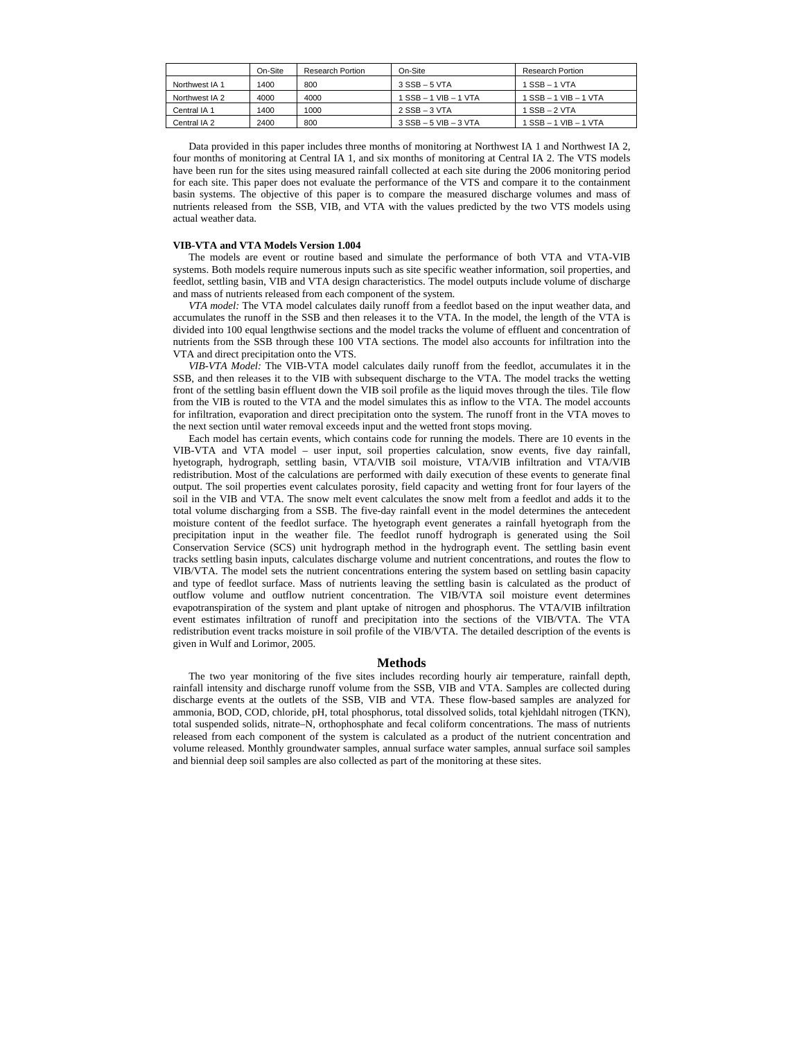| | On-Site | Research Portion | On-Site | Research Portion |
|---|---|---|---|---|
| Northwest IA 1 | 1400 | 800 | 3 SSB – 5 VTA | 1 SSB – 1 VTA |
| Northwest IA 2 | 4000 | 4000 | 1 SSB – 1 VIB – 1 VTA | 1 SSB – 1 VIB – 1 VTA |
| Central IA 1 | 1400 | 1000 | 2 SSB – 3 VTA | 1 SSB – 2 VTA |
| Central IA 2 | 2400 | 800 | 3 SSB – 5 VIB – 3 VTA | 1 SSB – 1 VIB – 1 VTA |

Data provided in this paper includes three months of monitoring at Northwest IA 1 and Northwest IA 2, four months of monitoring at Central IA 1, and six months of monitoring at Central IA 2. The VTS models have been run for the sites using measured rainfall collected at each site during the 2006 monitoring period for each site. This paper does not evaluate the performance of the VTS and compare it to the containment basin systems. The objective of this paper is to compare the measured discharge volumes and mass of nutrients released from the SSB, VIB, and VTA with the values predicted by the two VTS models using actual weather data.

**VIB-VTA and VTA Models Version 1.004**

The models are event or routine based and simulate the performance of both VTA and VTA-VIB systems. Both models require numerous inputs such as site specific weather information, soil properties, and feedlot, settling basin, VIB and VTA design characteristics. The model outputs include volume of discharge and mass of nutrients released from each component of the system.

*VTA model:* The VTA model calculates daily runoff from a feedlot based on the input weather data, and accumulates the runoff in the SSB and then releases it to the VTA. In the model, the length of the VTA is divided into 100 equal lengthwise sections and the model tracks the volume of effluent and concentration of nutrients from the SSB through these 100 VTA sections. The model also accounts for infiltration into the VTA and direct precipitation onto the VTS.

*VIB-VTA Model:* The VIB-VTA model calculates daily runoff from the feedlot, accumulates it in the SSB, and then releases it to the VIB with subsequent discharge to the VTA. The model tracks the wetting front of the settling basin effluent down the VIB soil profile as the liquid moves through the tiles. Tile flow from the VIB is routed to the VTA and the model simulates this as inflow to the VTA. The model accounts for infiltration, evaporation and direct precipitation onto the system. The runoff front in the VTA moves to the next section until water removal exceeds input and the wetted front stops moving.

Each model has certain events, which contains code for running the models. There are 10 events in the VIB-VTA and VTA model – user input, soil properties calculation, snow events, five day rainfall, hyetograph, hydrograph, settling basin, VTA/VIB soil moisture, VTA/VIB infiltration and VTA/VIB redistribution. Most of the calculations are performed with daily execution of these events to generate final output. The soil properties event calculates porosity, field capacity and wetting front for four layers of the soil in the VIB and VTA. The snow melt event calculates the snow melt from a feedlot and adds it to the total volume discharging from a SSB. The five-day rainfall event in the model determines the antecedent moisture content of the feedlot surface. The hyetograph event generates a rainfall hyetograph from the precipitation input in the weather file. The feedlot runoff hydrograph is generated using the Soil Conservation Service (SCS) unit hydrograph method in the hydrograph event. The settling basin event tracks settling basin inputs, calculates discharge volume and nutrient concentrations, and routes the flow to VIB/VTA. The model sets the nutrient concentrations entering the system based on settling basin capacity and type of feedlot surface. Mass of nutrients leaving the settling basin is calculated as the product of outflow volume and outflow nutrient concentration. The VIB/VTA soil moisture event determines evapotranspiration of the system and plant uptake of nitrogen and phosphorus. The VTA/VIB infiltration event estimates infiltration of runoff and precipitation into the sections of the VIB/VTA. The VTA redistribution event tracks moisture in soil profile of the VIB/VTA. The detailed description of the events is given in Wulf and Lorimor, 2005.

## Methods

The two year monitoring of the five sites includes recording hourly air temperature, rainfall depth, rainfall intensity and discharge runoff volume from the SSB, VIB and VTA. Samples are collected during discharge events at the outlets of the SSB, VIB and VTA. These flow-based samples are analyzed for ammonia, BOD, COD, chloride, pH, total phosphorus, total dissolved solids, total kjehldahl nitrogen (TKN), total suspended solids, nitrate–N, orthophosphate and fecal coliform concentrations. The mass of nutrients released from each component of the system is calculated as a product of the nutrient concentration and volume released. Monthly groundwater samples, annual surface water samples, annual surface soil samples and biennial deep soil samples are also collected as part of the monitoring at these sites.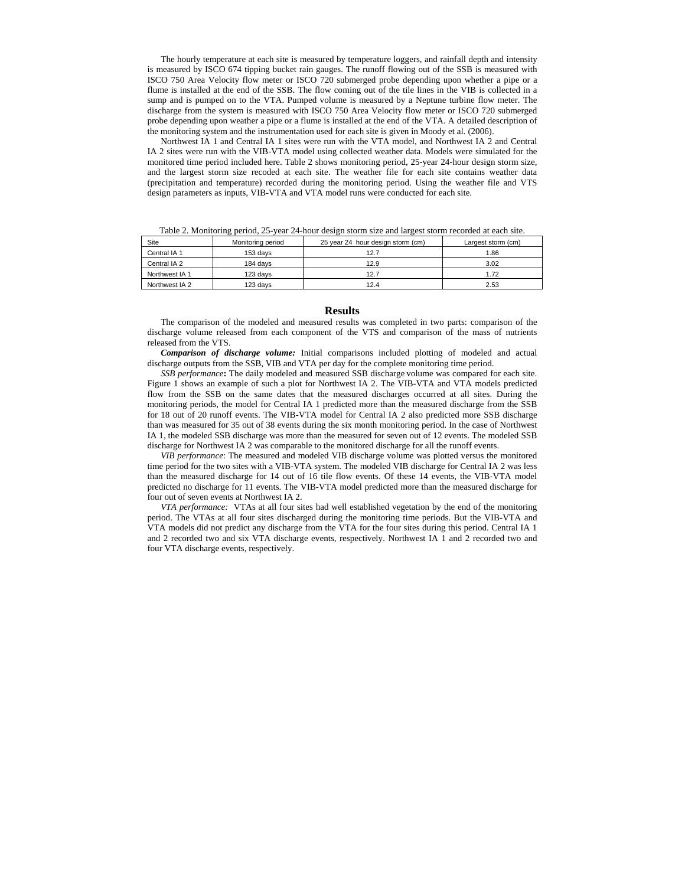The hourly temperature at each site is measured by temperature loggers, and rainfall depth and intensity is measured by ISCO 674 tipping bucket rain gauges. The runoff flowing out of the SSB is measured with ISCO 750 Area Velocity flow meter or ISCO 720 submerged probe depending upon whether a pipe or a flume is installed at the end of the SSB. The flow coming out of the tile lines in the VIB is collected in a sump and is pumped on to the VTA. Pumped volume is measured by a Neptune turbine flow meter. The discharge from the system is measured with ISCO 750 Area Velocity flow meter or ISCO 720 submerged probe depending upon weather a pipe or a flume is installed at the end of the VTA. A detailed description of the monitoring system and the instrumentation used for each site is given in Moody et al. (2006).

Northwest IA 1 and Central IA 1 sites were run with the VTA model, and Northwest IA 2 and Central IA 2 sites were run with the VIB-VTA model using collected weather data. Models were simulated for the monitored time period included here. Table 2 shows monitoring period, 25-year 24-hour design storm size, and the largest storm size recoded at each site. The weather file for each site contains weather data (precipitation and temperature) recorded during the monitoring period. Using the weather file and VTS design parameters as inputs, VIB-VTA and VTA model runs were conducted for each site.

Table 2. Monitoring period, 25-year 24-hour design storm size and largest storm recorded at each site.

| Site | Monitoring period | 25 year 24 hour design storm (cm) | Largest storm (cm) |
|---|---|---|---|
| Central IA 1 | 153 days | 12.7 | 1.86 |
| Central IA 2 | 184 days | 12.9 | 3.02 |
| Northwest IA 1 | 123 days | 12.7 | 1.72 |
| Northwest IA 2 | 123 days | 12.4 | 2.53 |

## Results

The comparison of the modeled and measured results was completed in two parts: comparison of the discharge volume released from each component of the VTS and comparison of the mass of nutrients released from the VTS.

***Comparison of discharge volume:*** Initial comparisons included plotting of modeled and actual discharge outputs from the SSB, VIB and VTA per day for the complete monitoring time period.

*SSB performance***:** The daily modeled and measured SSB discharge volume was compared for each site. Figure 1 shows an example of such a plot for Northwest IA 2. The VIB-VTA and VTA models predicted flow from the SSB on the same dates that the measured discharges occurred at all sites. During the monitoring periods, the model for Central IA 1 predicted more than the measured discharge from the SSB for 18 out of 20 runoff events. The VIB-VTA model for Central IA 2 also predicted more SSB discharge than was measured for 35 out of 38 events during the six month monitoring period. In the case of Northwest IA 1, the modeled SSB discharge was more than the measured for seven out of 12 events. The modeled SSB discharge for Northwest IA 2 was comparable to the monitored discharge for all the runoff events.

*VIB performance*: The measured and modeled VIB discharge volume was plotted versus the monitored time period for the two sites with a VIB-VTA system. The modeled VIB discharge for Central IA 2 was less than the measured discharge for 14 out of 16 tile flow events. Of these 14 events, the VIB-VTA model predicted no discharge for 11 events. The VIB-VTA model predicted more than the measured discharge for four out of seven events at Northwest IA 2.

*VTA performance:* VTAs at all four sites had well established vegetation by the end of the monitoring period. The VTAs at all four sites discharged during the monitoring time periods. But the VIB-VTA and VTA models did not predict any discharge from the VTA for the four sites during this period. Central IA 1 and 2 recorded two and six VTA discharge events, respectively. Northwest IA 1 and 2 recorded two and four VTA discharge events, respectively.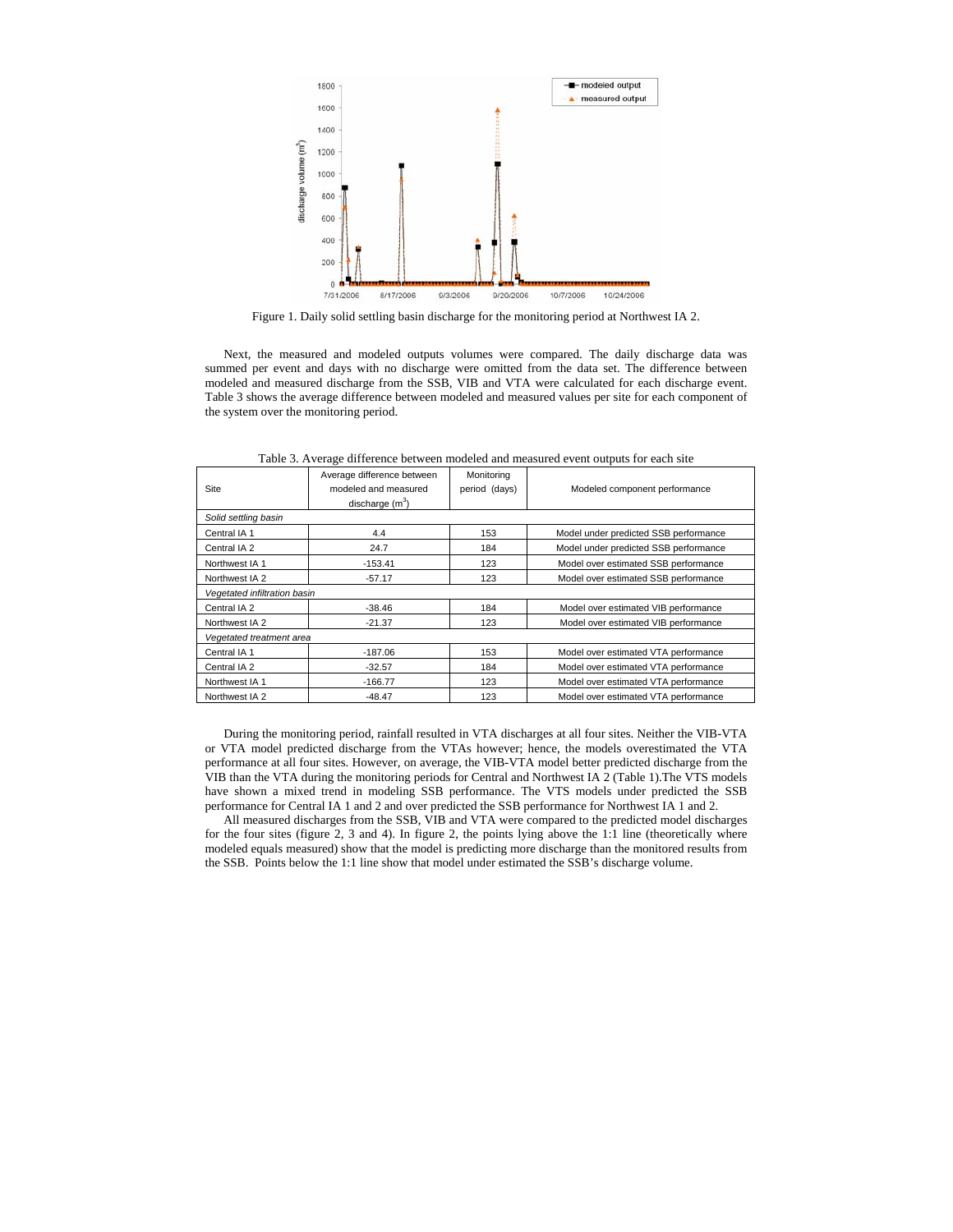1800
1600
1400
1200
1000
800
600
400
200
0

discharge volume ($m^3$)

7/31/2006 8/17/2006 9/3/2006 9/20/2006 10/7/2006 10/24/2006

modeled output
measured output

Figure 1. Daily solid settling basin discharge for the monitoring period at Northwest IA 2.

Next, the measured and modeled outputs volumes were compared. The daily discharge data was summed per event and days with no discharge were omitted from the data set. The difference between modeled and measured discharge from the SSB, VIB and VTA were calculated for each discharge event. Table 3 shows the average difference between modeled and measured values per site for each component of the system over the monitoring period.

Table 3. Average difference between modeled and measured event outputs for each site

| Site | Average difference between modeled and measured discharge ($m^3$) | Monitoring period (days) | Modeled component performance |
|---|---|---|---|
| *Solid settling basin* | | | |
| Central IA 1 | 4.4 | 153 | Model under predicted SSB performance |
| Central IA 2 | 24.7 | 184 | Model under predicted SSB performance |
| Northwest IA 1 | -153.41 | 123 | Model over estimated SSB performance |
| Northwest IA 2 | -57.17 | 123 | Model over estimated SSB performance |
| *Vegetated infiltration basin* | | | |
| Central IA 2 | -38.46 | 184 | Model over estimated VIB performance |
| Northwest IA 2 | -21.37 | 123 | Model over estimated VIB performance |
| *Vegetated treatment area* | | | |
| Central IA 1 | -187.06 | 153 | Model over estimated VTA performance |
| Central IA 2 | -32.57 | 184 | Model over estimated VTA performance |
| Northwest IA 1 | -166.77 | 123 | Model over estimated VTA performance |
| Northwest IA 2 | -48.47 | 123 | Model over estimated VTA performance |

During the monitoring period, rainfall resulted in VTA discharges at all four sites. Neither the VIB-VTA or VTA model predicted discharge from the VTAs however; hence, the models overestimated the VTA performance at all four sites. However, on average, the VIB-VTA model better predicted discharge from the VIB than the VTA during the monitoring periods for Central and Northwest IA 2 (Table 1).The VTS models have shown a mixed trend in modeling SSB performance. The VTS models under predicted the SSB performance for Central IA 1 and 2 and over predicted the SSB performance for Northwest IA 1 and 2.

All measured discharges from the SSB, VIB and VTA were compared to the predicted model discharges for the four sites (figure 2, 3 and 4). In figure 2, the points lying above the 1:1 line (theoretically where modeled equals measured) show that the model is predicting more discharge than the monitored results from the SSB. Points below the 1:1 line show that model under estimated the SSB's discharge volume.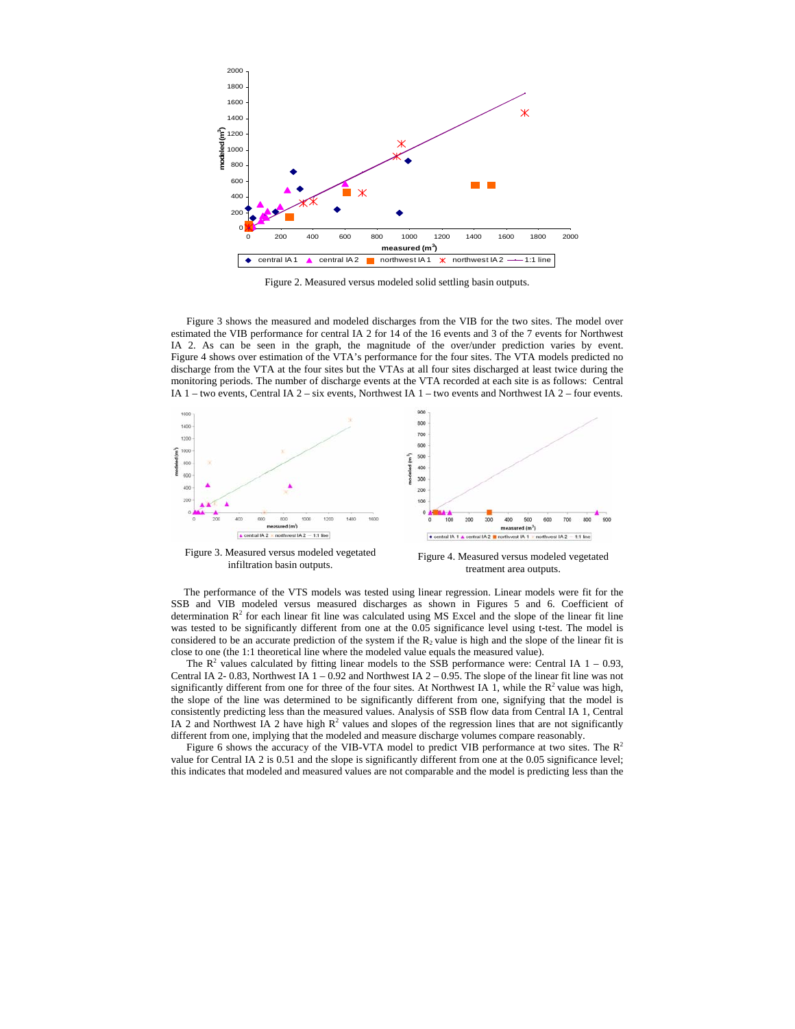2000
1800
1600
1400
1200
1000
800
600
400
200
0

modeled (m$^3$)

0 200 400 600 800 1000 1200 1400 1600 1800 2000

measured (m$^3$)

central IA 1 central IA 2 northwest IA 1 northwest IA 2 1:1 line

Figure 2. Measured versus modeled solid settling basin outputs.

Figure 3 shows the measured and modeled discharges from the VIB for the two sites. The model over estimated the VIB performance for central IA 2 for 14 of the 16 events and 3 of the 7 events for Northwest IA 2. As can be seen in the graph, the magnitude of the over/under prediction varies by event. Figure 4 shows over estimation of the VTA's performance for the four sites. The VTA models predicted no discharge from the VTA at the four sites but the VTAs at all four sites discharged at least twice during the monitoring periods. The number of discharge events at the VTA recorded at each site is as follows: Central IA 1 – two events, Central IA 2 – six events, Northwest IA 1 – two events and Northwest IA 2 – four events.

1600
1400
1200
1000
800
600
400
200
0

modeled (m$^3$)

0 200 400 600 800 1000 1200 1400 1600

measured (m$^3$)

central IA 2 northwest IA 2 1:1 line

Figure 3. Measured versus modeled vegetated infiltration basin outputs.

900
800
700
600
500
400
300
200
100
0

modeled (m$^3$)

0 100 200 300 400 500 600 700 800 900

measured (m$^3$)

central IA 1 central IA 2 northwest IA 1 northwest IA 2 1:1 line

Figure 4. Measured versus modeled vegetated treatment area outputs.

The performance of the VTS models was tested using linear regression. Linear models were fit for the SSB and VIB modeled versus measured discharges as shown in Figures 5 and 6. Coefficient of determination $R^2$ for each linear fit line was calculated using MS Excel and the slope of the linear fit line was tested to be significantly different from one at the 0.05 significance level using t-test. The model is considered to be an accurate prediction of the system if the $R_2$ value is high and the slope of the linear fit is close to one (the 1:1 theoretical line where the modeled value equals the measured value).

The $R^2$ values calculated by fitting linear models to the SSB performance were: Central IA 1 – 0.93, Central IA 2- 0.83, Northwest IA 1 – 0.92 and Northwest IA 2 – 0.95. The slope of the linear fit line was not significantly different from one for three of the four sites. At Northwest IA 1, while the $R^2$ value was high, the slope of the line was determined to be significantly different from one, signifying that the model is consistently predicting less than the measured values. Analysis of SSB flow data from Central IA 1, Central IA 2 and Northwest IA 2 have high $R^2$ values and slopes of the regression lines that are not significantly different from one, implying that the modeled and measure discharge volumes compare reasonably.

Figure 6 shows the accuracy of the VIB-VTA model to predict VIB performance at two sites. The $R^2$ value for Central IA 2 is 0.51 and the slope is significantly different from one at the 0.05 significance level; this indicates that modeled and measured values are not comparable and the model is predicting less than the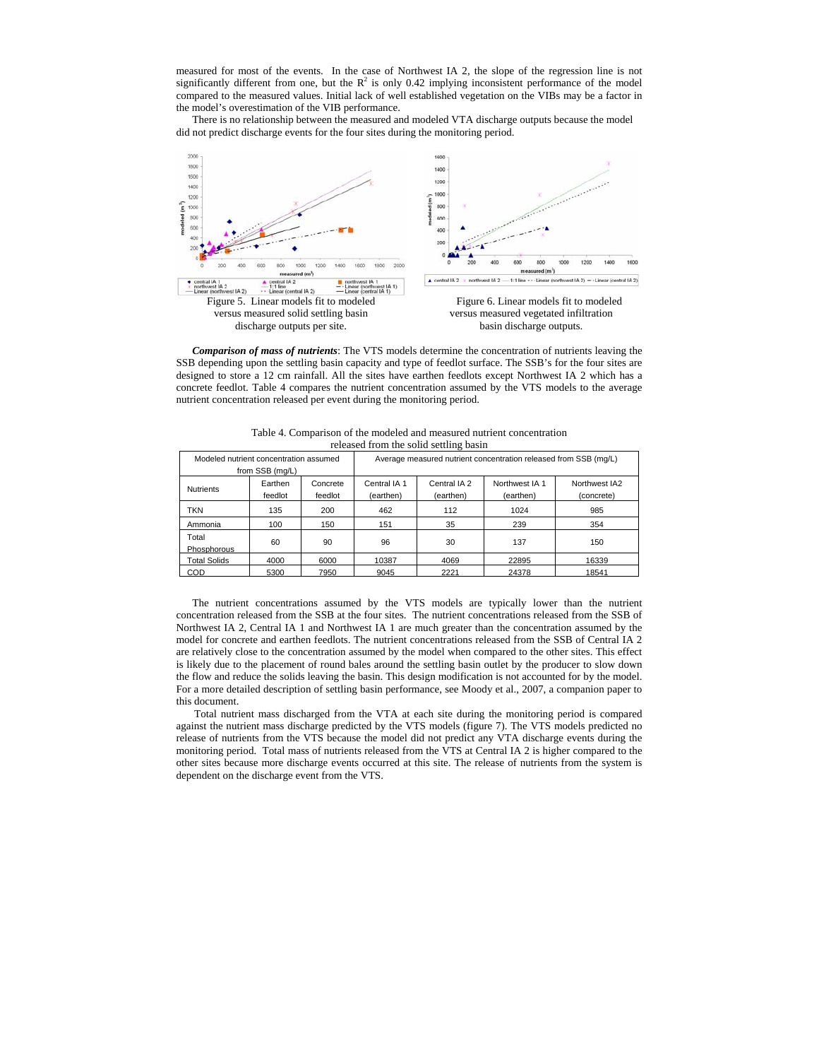measured for most of the events. In the case of Northwest IA 2, the slope of the regression line is not significantly different from one, but the $R^2$ is only 0.42 implying inconsistent performance of the model compared to the measured values. Initial lack of well established vegetation on the VIBs may be a factor in the model's overestimation of the VIB performance.

There is no relationship between the measured and modeled VTA discharge outputs because the model did not predict discharge events for the four sites during the monitoring period.

2000
1800
1600
1400
1200
1000
800
600
400
200
0
modeled (m³)
0 200 400 600 800 1000 1200 1400 1600 1800 2000
measured (m³)
central IA 1
central IA 2
northwest IA 1
northwest IA 2
1:1 line
Linear (northwest IA 1)
Linear (northwest IA 2)
Linear (central IA 2)
Linear (central IA 1)

Figure 5. Linear models fit to modeled versus measured solid settling basin discharge outputs per site.

1600
1400
1200
1000
800
600
400
200
0
modeled (m³)
0 200 400 600 800 1000 1200 1400 1600
measured (m³)
central IA 2
northwest IA 2
1:1 line
Linear (northwest IA 2)
Linear (central IA 2)

Figure 6. Linear models fit to modeled versus measured vegetated infiltration basin discharge outputs.

***Comparison of mass of nutrients***: The VTS models determine the concentration of nutrients leaving the SSB depending upon the settling basin capacity and type of feedlot surface. The SSB's for the four sites are designed to store a 12 cm rainfall. All the sites have earthen feedlots except Northwest IA 2 which has a concrete feedlot. Table 4 compares the nutrient concentration assumed by the VTS models to the average nutrient concentration released per event during the monitoring period.

Table 4. Comparison of the modeled and measured nutrient concentration released from the solid settling basin

| Modeled nutrient concentration assumed from SSB (mg/L) | | | Average measured nutrient concentration released from SSB (mg/L) | | | |
|---|---|---|---|---|---|---|
| Nutrients | Earthen feedlot | Concrete feedlot | Central IA 1 (earthen) | Central IA 2 (earthen) | Northwest IA 1 (earthen) | Northwest IA2 (concrete) |
| TKN | 135 | 200 | 462 | 112 | 1024 | 985 |
| Ammonia | 100 | 150 | 151 | 35 | 239 | 354 |
| Total Phosphorous | 60 | 90 | 96 | 30 | 137 | 150 |
| Total Solids | 4000 | 6000 | 10387 | 4069 | 22895 | 16339 |
| COD | 5300 | 7950 | 9045 | 2221 | 24378 | 18541 |

The nutrient concentrations assumed by the VTS models are typically lower than the nutrient concentration released from the SSB at the four sites. The nutrient concentrations released from the SSB of Northwest IA 2, Central IA 1 and Northwest IA 1 are much greater than the concentration assumed by the model for concrete and earthen feedlots. The nutrient concentrations released from the SSB of Central IA 2 are relatively close to the concentration assumed by the model when compared to the other sites. This effect is likely due to the placement of round bales around the settling basin outlet by the producer to slow down the flow and reduce the solids leaving the basin. This design modification is not accounted for by the model. For a more detailed description of settling basin performance, see Moody et al., 2007, a companion paper to this document.

Total nutrient mass discharged from the VTA at each site during the monitoring period is compared against the nutrient mass discharge predicted by the VTS models (figure 7). The VTS models predicted no release of nutrients from the VTS because the model did not predict any VTA discharge events during the monitoring period. Total mass of nutrients released from the VTS at Central IA 2 is higher compared to the other sites because more discharge events occurred at this site. The release of nutrients from the system is dependent on the discharge event from the VTS.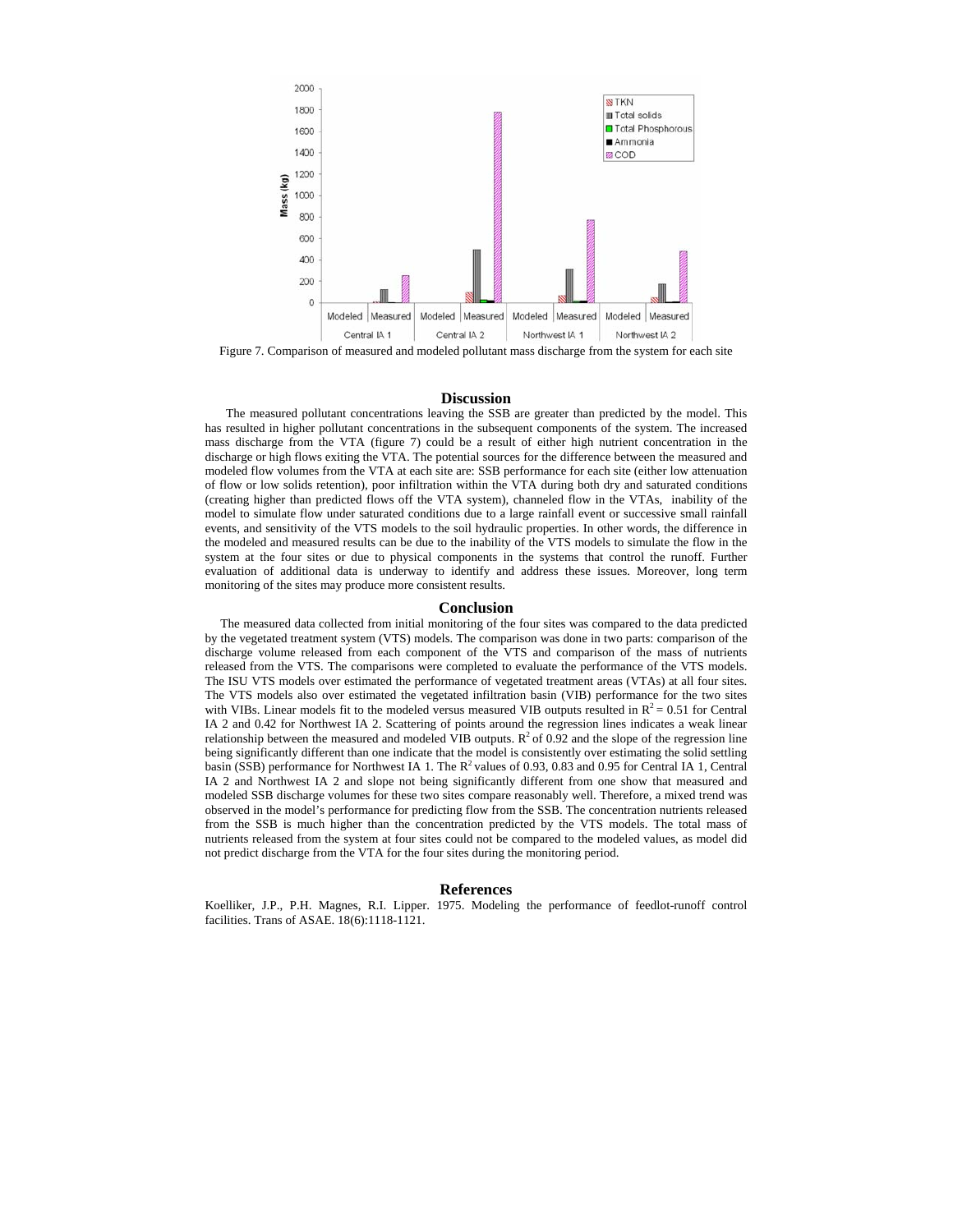2000
1800
1600
1400
1200
1000
800
600
400
200
0

Mass (kg)

TKN
Total solids
Total Phosphorous
Ammonia
COD

Modeled Measured Modeled Measured Modeled Measured Modeled Measured

Central IA 1 Central IA 2 Northwest IA 1 Northwest IA 2

Figure 7. Comparison of measured and modeled pollutant mass discharge from the system for each site

## Discussion

The measured pollutant concentrations leaving the SSB are greater than predicted by the model. This has resulted in higher pollutant concentrations in the subsequent components of the system. The increased mass discharge from the VTA (figure 7) could be a result of either high nutrient concentration in the discharge or high flows exiting the VTA. The potential sources for the difference between the measured and modeled flow volumes from the VTA at each site are: SSB performance for each site (either low attenuation of flow or low solids retention), poor infiltration within the VTA during both dry and saturated conditions (creating higher than predicted flows off the VTA system), channeled flow in the VTAs, inability of the model to simulate flow under saturated conditions due to a large rainfall event or successive small rainfall events, and sensitivity of the VTS models to the soil hydraulic properties. In other words, the difference in the modeled and measured results can be due to the inability of the VTS models to simulate the flow in the system at the four sites or due to physical components in the systems that control the runoff. Further evaluation of additional data is underway to identify and address these issues. Moreover, long term monitoring of the sites may produce more consistent results.

## Conclusion

The measured data collected from initial monitoring of the four sites was compared to the data predicted by the vegetated treatment system (VTS) models. The comparison was done in two parts: comparison of the discharge volume released from each component of the VTS and comparison of the mass of nutrients released from the VTS. The comparisons were completed to evaluate the performance of the VTS models. The ISU VTS models over estimated the performance of vegetated treatment areas (VTAs) at all four sites. The VTS models also over estimated the vegetated infiltration basin (VIB) performance for the two sites with VIBs. Linear models fit to the modeled versus measured VIB outputs resulted in $R^2 = 0.51$ for Central IA 2 and 0.42 for Northwest IA 2. Scattering of points around the regression lines indicates a weak linear relationship between the measured and modeled VIB outputs. $R^2$ of 0.92 and the slope of the regression line being significantly different than one indicate that the model is consistently over estimating the solid settling basin (SSB) performance for Northwest IA 1. The $R^2$ values of 0.93, 0.83 and 0.95 for Central IA 1, Central IA 2 and Northwest IA 2 and slope not being significantly different from one show that measured and modeled SSB discharge volumes for these two sites compare reasonably well. Therefore, a mixed trend was observed in the model's performance for predicting flow from the SSB. The concentration nutrients released from the SSB is much higher than the concentration predicted by the VTS models. The total mass of nutrients released from the system at four sites could not be compared to the modeled values, as model did not predict discharge from the VTA for the four sites during the monitoring period.

## References

Koelliker, J.P., P.H. Magnes, R.I. Lipper. 1975. Modeling the performance of feedlot-runoff control facilities. Trans of ASAE. 18(6):1118-1121.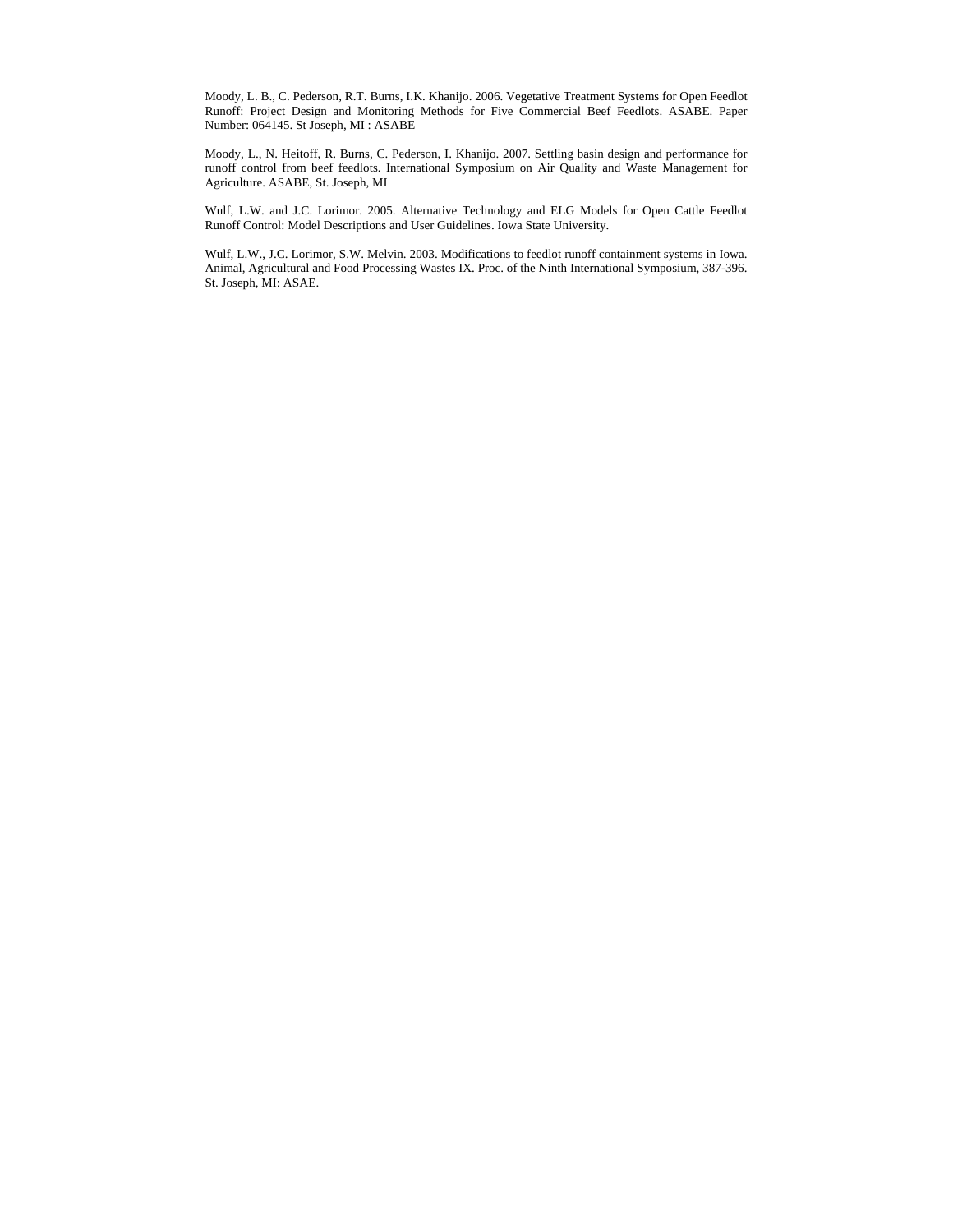Moody, L. B., C. Pederson, R.T. Burns, I.K. Khanijo. 2006. Vegetative Treatment Systems for Open Feedlot Runoff: Project Design and Monitoring Methods for Five Commercial Beef Feedlots. ASABE. Paper Number: 064145. St Joseph, MI : ASABE

Moody, L., N. Heitoff, R. Burns, C. Pederson, I. Khanijo. 2007. Settling basin design and performance for runoff control from beef feedlots. International Symposium on Air Quality and Waste Management for Agriculture. ASABE, St. Joseph, MI

Wulf, L.W. and J.C. Lorimor. 2005. Alternative Technology and ELG Models for Open Cattle Feedlot Runoff Control: Model Descriptions and User Guidelines. Iowa State University.

Wulf, L.W., J.C. Lorimor, S.W. Melvin. 2003. Modifications to feedlot runoff containment systems in Iowa. Animal, Agricultural and Food Processing Wastes IX. Proc. of the Ninth International Symposium, 387-396. St. Joseph, MI: ASAE.